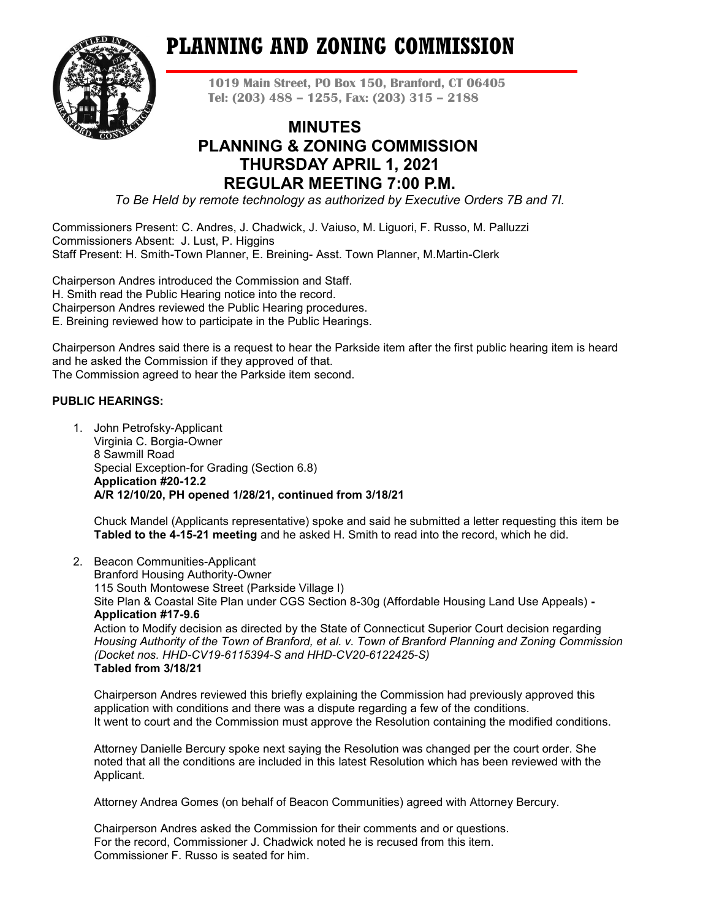# PLANNING AND ZONING COMMISSION

**1019 Main Street, PO Box 150, Branford, CT 06405**
**Tel: (203) 488 – 1255, Fax: (203) 315 – 2188**

## MINUTES
## PLANNING & ZONING COMMISSION
## THURSDAY APRIL 1, 2021
## REGULAR MEETING 7:00 P.M.

*To Be Held by remote technology as authorized by Executive Orders 7B and 7I.*

Commissioners Present: C. Andres, J. Chadwick, J. Vaiuso, M. Liguori, F. Russo, M. Palluzzi
Commissioners Absent: J. Lust, P. Higgins
Staff Present: H. Smith-Town Planner, E. Breining- Asst. Town Planner, M.Martin-Clerk

Chairperson Andres introduced the Commission and Staff.
H. Smith read the Public Hearing notice into the record.
Chairperson Andres reviewed the Public Hearing procedures.
E. Breining reviewed how to participate in the Public Hearings.

Chairperson Andres said there is a request to hear the Parkside item after the first public hearing item is heard and he asked the Commission if they approved of that.
The Commission agreed to hear the Parkside item second.

**PUBLIC HEARINGS:**

1. John Petrofsky-Applicant
   Virginia C. Borgia-Owner
   8 Sawmill Road
   Special Exception-for Grading (Section 6.8)
   **Application #20-12.2**
   **A/R 12/10/20, PH opened 1/28/21, continued from 3/18/21**

   Chuck Mandel (Applicants representative) spoke and said he submitted a letter requesting this item be **Tabled to the 4-15-21 meeting** and he asked H. Smith to read into the record, which he did.

2. Beacon Communities-Applicant
   Branford Housing Authority-Owner
   115 South Montowese Street (Parkside Village I)
   Site Plan & Coastal Site Plan under CGS Section 8-30g (Affordable Housing Land Use Appeals) **- Application #17-9.6**
   Action to Modify decision as directed by the State of Connecticut Superior Court decision regarding *Housing Authority of the Town of Branford, et al. v. Town of Branford Planning and Zoning Commission (Docket nos. HHD-CV19-6115394-S and HHD-CV20-6122425-S)*
   **Tabled from 3/18/21**

   Chairperson Andres reviewed this briefly explaining the Commission had previously approved this application with conditions and there was a dispute regarding a few of the conditions.
   It went to court and the Commission must approve the Resolution containing the modified conditions.

   Attorney Danielle Bercury spoke next saying the Resolution was changed per the court order. She noted that all the conditions are included in this latest Resolution which has been reviewed with the Applicant.

   Attorney Andrea Gomes (on behalf of Beacon Communities) agreed with Attorney Bercury.

   Chairperson Andres asked the Commission for their comments and or questions.
   For the record, Commissioner J. Chadwick noted he is recused from this item.
   Commissioner F. Russo is seated for him.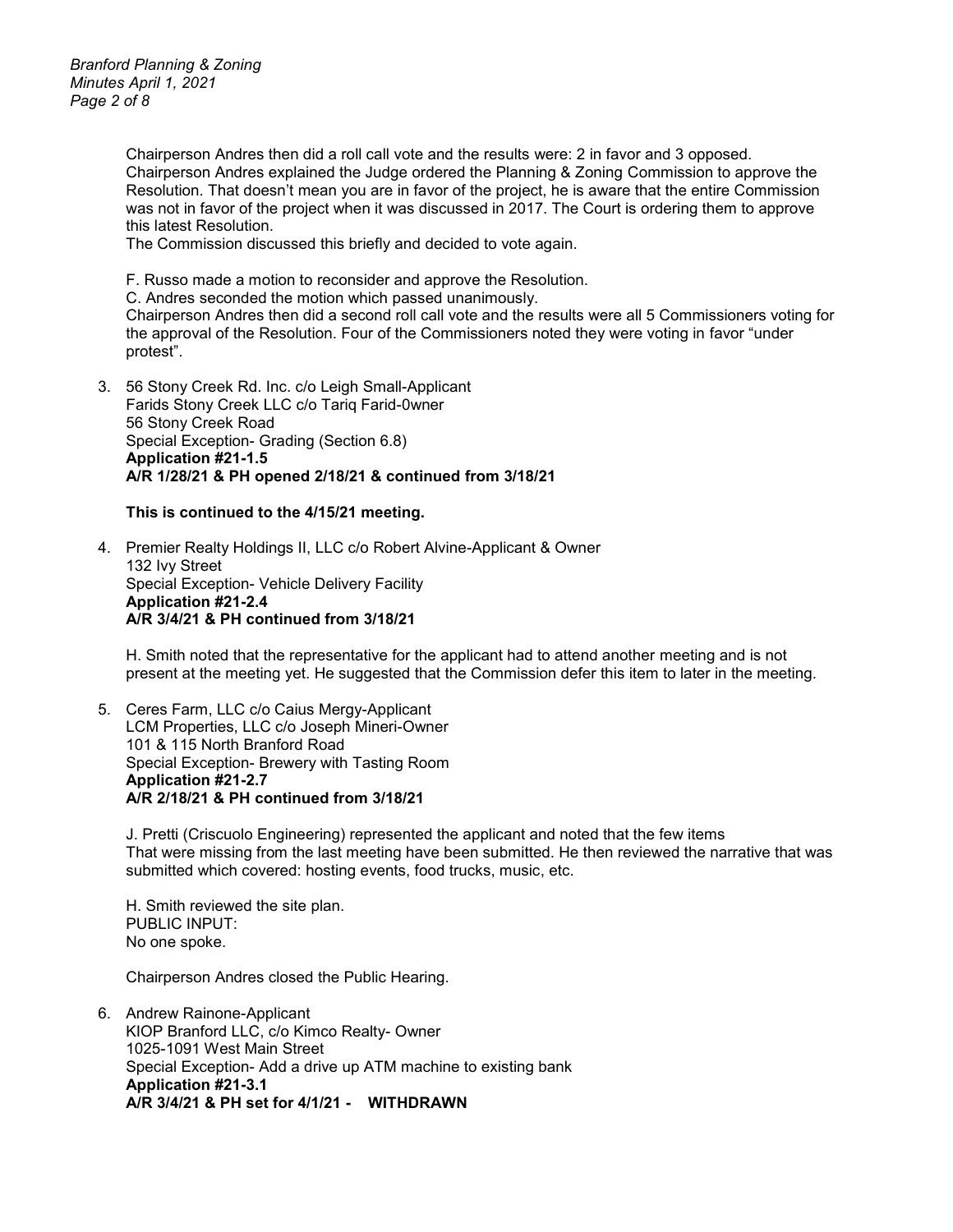Chairperson Andres then did a roll call vote and the results were: 2 in favor and 3 opposed. Chairperson Andres explained the Judge ordered the Planning & Zoning Commission to approve the Resolution. That doesn't mean you are in favor of the project, he is aware that the entire Commission was not in favor of the project when it was discussed in 2017. The Court is ordering them to approve this latest Resolution.
The Commission discussed this briefly and decided to vote again.

F. Russo made a motion to reconsider and approve the Resolution.
C. Andres seconded the motion which passed unanimously.
Chairperson Andres then did a second roll call vote and the results were all 5 Commissioners voting for the approval of the Resolution. Four of the Commissioners noted they were voting in favor "under protest".

3. 56 Stony Creek Rd. Inc. c/o Leigh Small-Applicant
   Farids Stony Creek LLC c/o Tariq Farid-0wner
   56 Stony Creek Road
   Special Exception- Grading (Section 6.8)
   **Application #21-1.5**
   **A/R 1/28/21 & PH opened 2/18/21 & continued from 3/18/21**

   **This is continued to the 4/15/21 meeting.**

4. Premier Realty Holdings II, LLC c/o Robert Alvine-Applicant & Owner
   132 Ivy Street
   Special Exception- Vehicle Delivery Facility
   **Application #21-2.4**
   **A/R 3/4/21 & PH continued from 3/18/21**

   H. Smith noted that the representative for the applicant had to attend another meeting and is not present at the meeting yet. He suggested that the Commission defer this item to later in the meeting.

5. Ceres Farm, LLC c/o Caius Mergy-Applicant
   LCM Properties, LLC c/o Joseph Mineri-Owner
   101 & 115 North Branford Road
   Special Exception- Brewery with Tasting Room
   **Application #21-2.7**
   **A/R 2/18/21 & PH continued from 3/18/21**

   J. Pretti (Criscuolo Engineering) represented the applicant and noted that the few items That were missing from the last meeting have been submitted. He then reviewed the narrative that was submitted which covered: hosting events, food trucks, music, etc.

   H. Smith reviewed the site plan.
   PUBLIC INPUT:
   No one spoke.

   Chairperson Andres closed the Public Hearing.

6. Andrew Rainone-Applicant
   KIOP Branford LLC, c/o Kimco Realty- Owner
   1025-1091 West Main Street
   Special Exception- Add a drive up ATM machine to existing bank
   **Application #21-3.1**
   **A/R 3/4/21 & PH set for 4/1/21 - WITHDRAWN**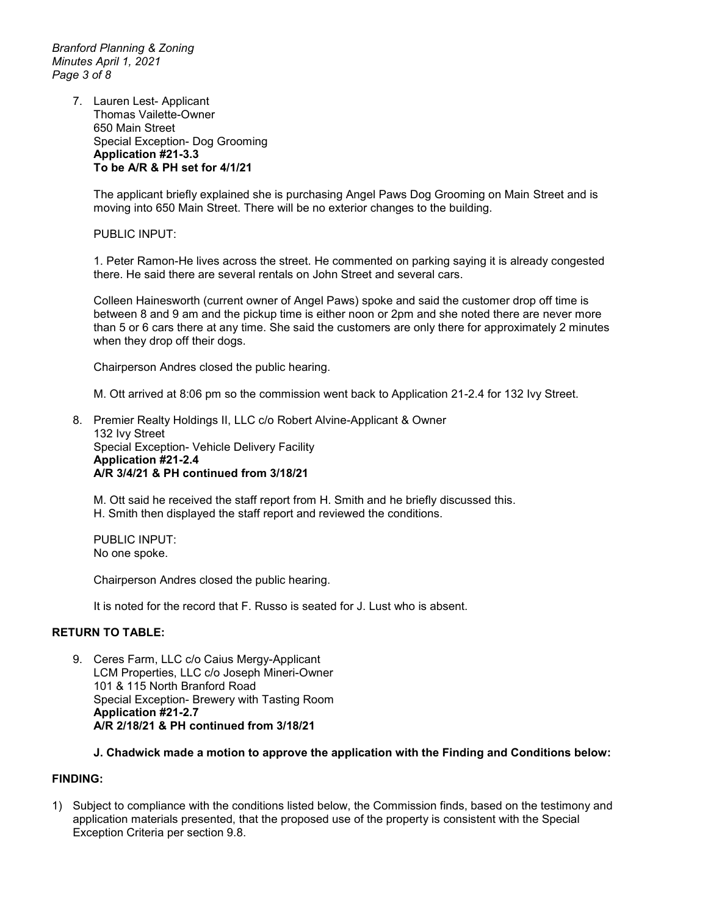7. Lauren Lest- Applicant
   Thomas Vailette-Owner
   650 Main Street
   Special Exception- Dog Grooming
   **Application #21-3.3**
   **To be A/R & PH set for 4/1/21**

   The applicant briefly explained she is purchasing Angel Paws Dog Grooming on Main Street and is moving into 650 Main Street. There will be no exterior changes to the building.

   PUBLIC INPUT:

   1. Peter Ramon-He lives across the street. He commented on parking saying it is already congested there. He said there are several rentals on John Street and several cars.

   Colleen Hainesworth (current owner of Angel Paws) spoke and said the customer drop off time is between 8 and 9 am and the pickup time is either noon or 2pm and she noted there are never more than 5 or 6 cars there at any time. She said the customers are only there for approximately 2 minutes when they drop off their dogs.

   Chairperson Andres closed the public hearing.

   M. Ott arrived at 8:06 pm so the commission went back to Application 21-2.4 for 132 Ivy Street.

8. Premier Realty Holdings II, LLC c/o Robert Alvine-Applicant & Owner
   132 Ivy Street
   Special Exception- Vehicle Delivery Facility
   **Application #21-2.4**
   **A/R 3/4/21 & PH continued from 3/18/21**

   M. Ott said he received the staff report from H. Smith and he briefly discussed this.
   H. Smith then displayed the staff report and reviewed the conditions.

   PUBLIC INPUT:
   No one spoke.

   Chairperson Andres closed the public hearing.

   It is noted for the record that F. Russo is seated for J. Lust who is absent.

**RETURN TO TABLE:**

9. Ceres Farm, LLC c/o Caius Mergy-Applicant
   LCM Properties, LLC c/o Joseph Mineri-Owner
   101 & 115 North Branford Road
   Special Exception- Brewery with Tasting Room
   **Application #21-2.7**
   **A/R 2/18/21 & PH continued from 3/18/21**

   **J. Chadwick made a motion to approve the application with the Finding and Conditions below:**

**FINDING:**

1) Subject to compliance with the conditions listed below, the Commission finds, based on the testimony and application materials presented, that the proposed use of the property is consistent with the Special Exception Criteria per section 9.8.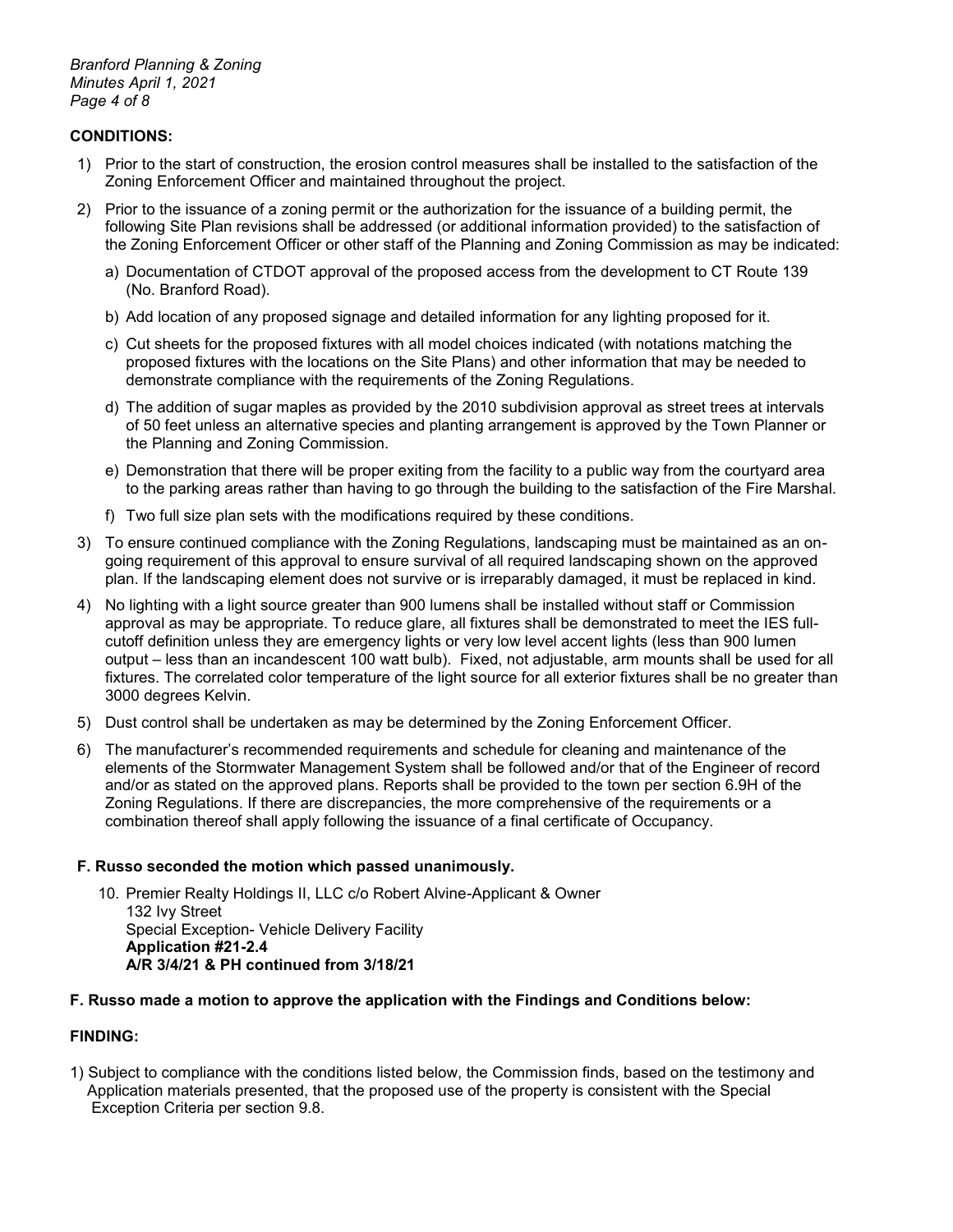**CONDITIONS:**

1) Prior to the start of construction, the erosion control measures shall be installed to the satisfaction of the Zoning Enforcement Officer and maintained throughout the project.

2) Prior to the issuance of a zoning permit or the authorization for the issuance of a building permit, the following Site Plan revisions shall be addressed (or additional information provided) to the satisfaction of the Zoning Enforcement Officer or other staff of the Planning and Zoning Commission as may be indicated:

   a) Documentation of CTDOT approval of the proposed access from the development to CT Route 139 (No. Branford Road).

   b) Add location of any proposed signage and detailed information for any lighting proposed for it.

   c) Cut sheets for the proposed fixtures with all model choices indicated (with notations matching the proposed fixtures with the locations on the Site Plans) and other information that may be needed to demonstrate compliance with the requirements of the Zoning Regulations.

   d) The addition of sugar maples as provided by the 2010 subdivision approval as street trees at intervals of 50 feet unless an alternative species and planting arrangement is approved by the Town Planner or the Planning and Zoning Commission.

   e) Demonstration that there will be proper exiting from the facility to a public way from the courtyard area to the parking areas rather than having to go through the building to the satisfaction of the Fire Marshal.

   f) Two full size plan sets with the modifications required by these conditions.

3) To ensure continued compliance with the Zoning Regulations, landscaping must be maintained as an on-going requirement of this approval to ensure survival of all required landscaping shown on the approved plan. If the landscaping element does not survive or is irreparably damaged, it must be replaced in kind.

4) No lighting with a light source greater than 900 lumens shall be installed without staff or Commission approval as may be appropriate. To reduce glare, all fixtures shall be demonstrated to meet the IES full-cutoff definition unless they are emergency lights or very low level accent lights (less than 900 lumen output – less than an incandescent 100 watt bulb). Fixed, not adjustable, arm mounts shall be used for all fixtures. The correlated color temperature of the light source for all exterior fixtures shall be no greater than 3000 degrees Kelvin.

5) Dust control shall be undertaken as may be determined by the Zoning Enforcement Officer.

6) The manufacturer's recommended requirements and schedule for cleaning and maintenance of the elements of the Stormwater Management System shall be followed and/or that of the Engineer of record and/or as stated on the approved plans. Reports shall be provided to the town per section 6.9H of the Zoning Regulations. If there are discrepancies, the more comprehensive of the requirements or a combination thereof shall apply following the issuance of a final certificate of Occupancy.

**F. Russo seconded the motion which passed unanimously.**

10. Premier Realty Holdings II, LLC c/o Robert Alvine-Applicant & Owner
    132 Ivy Street
    Special Exception- Vehicle Delivery Facility
    **Application #21-2.4**
    **A/R 3/4/21 & PH continued from 3/18/21**

**F. Russo made a motion to approve the application with the Findings and Conditions below:**

**FINDING:**

1) Subject to compliance with the conditions listed below, the Commission finds, based on the testimony and Application materials presented, that the proposed use of the property is consistent with the Special Exception Criteria per section 9.8.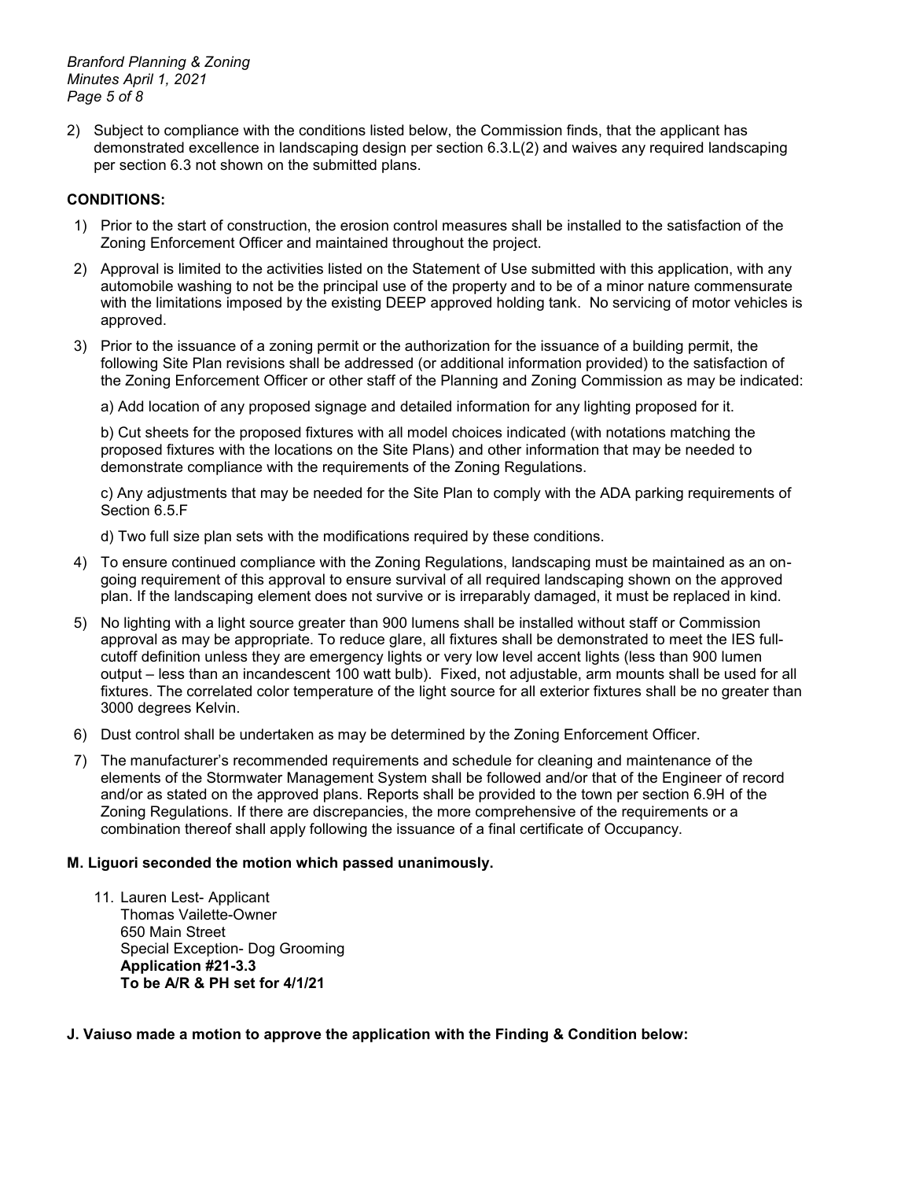2) Subject to compliance with the conditions listed below, the Commission finds, that the applicant has demonstrated excellence in landscaping design per section 6.3.L(2) and waives any required landscaping per section 6.3 not shown on the submitted plans.

**CONDITIONS:**

1) Prior to the start of construction, the erosion control measures shall be installed to the satisfaction of the Zoning Enforcement Officer and maintained throughout the project.
2) Approval is limited to the activities listed on the Statement of Use submitted with this application, with any automobile washing to not be the principal use of the property and to be of a minor nature commensurate with the limitations imposed by the existing DEEP approved holding tank. No servicing of motor vehicles is approved.
3) Prior to the issuance of a zoning permit or the authorization for the issuance of a building permit, the following Site Plan revisions shall be addressed (or additional information provided) to the satisfaction of the Zoning Enforcement Officer or other staff of the Planning and Zoning Commission as may be indicated:

   a) Add location of any proposed signage and detailed information for any lighting proposed for it.

   b) Cut sheets for the proposed fixtures with all model choices indicated (with notations matching the proposed fixtures with the locations on the Site Plans) and other information that may be needed to demonstrate compliance with the requirements of the Zoning Regulations.

   c) Any adjustments that may be needed for the Site Plan to comply with the ADA parking requirements of Section 6.5.F

   d) Two full size plan sets with the modifications required by these conditions.
4) To ensure continued compliance with the Zoning Regulations, landscaping must be maintained as an on-going requirement of this approval to ensure survival of all required landscaping shown on the approved plan. If the landscaping element does not survive or is irreparably damaged, it must be replaced in kind.
5) No lighting with a light source greater than 900 lumens shall be installed without staff or Commission approval as may be appropriate. To reduce glare, all fixtures shall be demonstrated to meet the IES full-cutoff definition unless they are emergency lights or very low level accent lights (less than 900 lumen output – less than an incandescent 100 watt bulb). Fixed, not adjustable, arm mounts shall be used for all fixtures. The correlated color temperature of the light source for all exterior fixtures shall be no greater than 3000 degrees Kelvin.
6) Dust control shall be undertaken as may be determined by the Zoning Enforcement Officer.
7) The manufacturer's recommended requirements and schedule for cleaning and maintenance of the elements of the Stormwater Management System shall be followed and/or that of the Engineer of record and/or as stated on the approved plans. Reports shall be provided to the town per section 6.9H of the Zoning Regulations. If there are discrepancies, the more comprehensive of the requirements or a combination thereof shall apply following the issuance of a final certificate of Occupancy.

**M. Liguori seconded the motion which passed unanimously.**

11. Lauren Lest- Applicant
    Thomas Vailette-Owner
    650 Main Street
    Special Exception- Dog Grooming
    **Application #21-3.3**
    **To be A/R & PH set for 4/1/21**

**J. Vaiuso made a motion to approve the application with the Finding & Condition below:**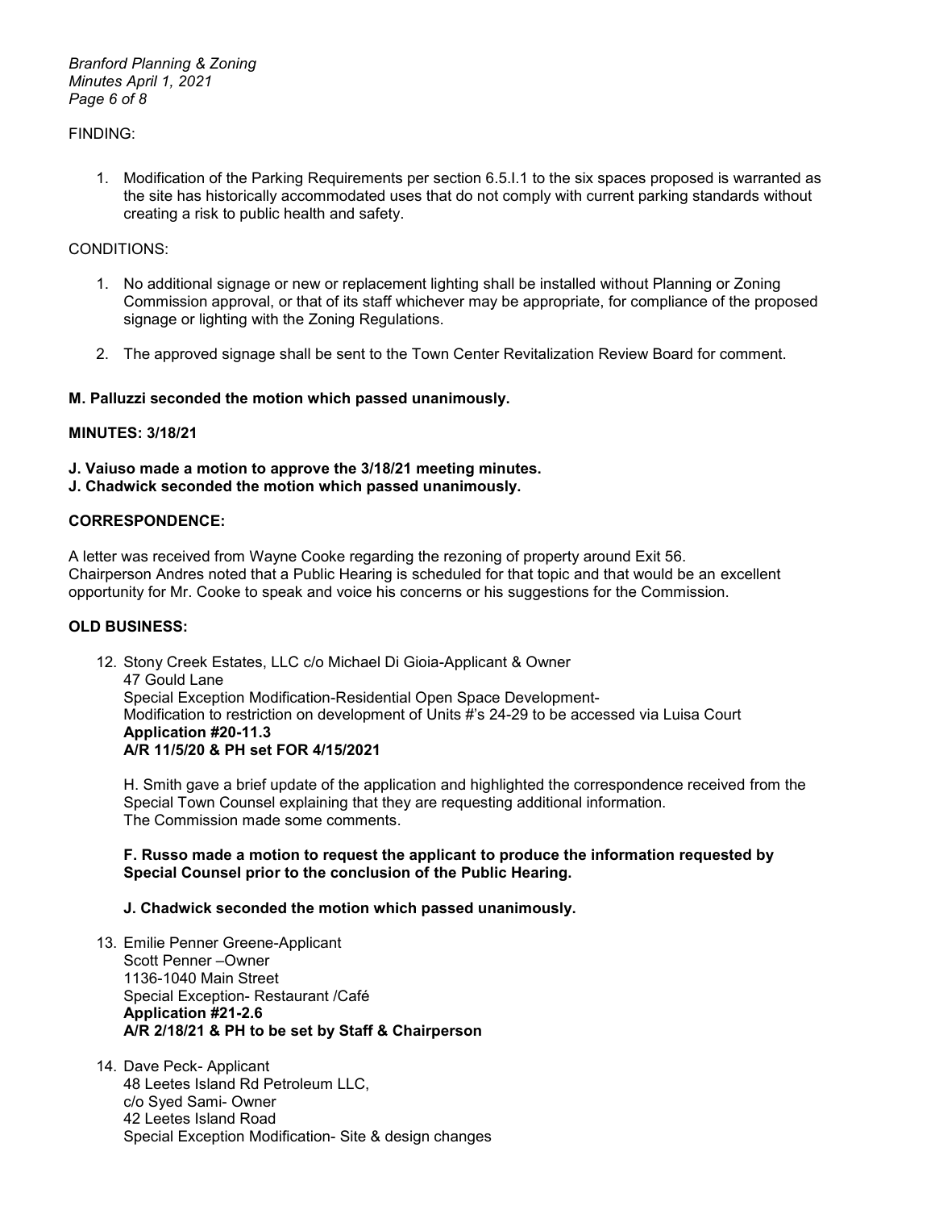FINDING:

1. Modification of the Parking Requirements per section 6.5.I.1 to the six spaces proposed is warranted as the site has historically accommodated uses that do not comply with current parking standards without creating a risk to public health and safety.

CONDITIONS:

1. No additional signage or new or replacement lighting shall be installed without Planning or Zoning Commission approval, or that of its staff whichever may be appropriate, for compliance of the proposed signage or lighting with the Zoning Regulations.
2. The approved signage shall be sent to the Town Center Revitalization Review Board for comment.

**M. Palluzzi seconded the motion which passed unanimously.**

**MINUTES: 3/18/21**

**J. Vaiuso made a motion to approve the 3/18/21 meeting minutes.**
**J. Chadwick seconded the motion which passed unanimously.**

**CORRESPONDENCE:**

A letter was received from Wayne Cooke regarding the rezoning of property around Exit 56.
Chairperson Andres noted that a Public Hearing is scheduled for that topic and that would be an excellent opportunity for Mr. Cooke to speak and voice his concerns or his suggestions for the Commission.

**OLD BUSINESS:**

12. Stony Creek Estates, LLC c/o Michael Di Gioia-Applicant & Owner
    47 Gould Lane
    Special Exception Modification-Residential Open Space Development-
    Modification to restriction on development of Units #'s 24-29 to be accessed via Luisa Court
    **Application #20-11.3**
    **A/R 11/5/20 & PH set FOR 4/15/2021**

    H. Smith gave a brief update of the application and highlighted the correspondence received from the Special Town Counsel explaining that they are requesting additional information.
    The Commission made some comments.

    **F. Russo made a motion to request the applicant to produce the information requested by Special Counsel prior to the conclusion of the Public Hearing.**

    **J. Chadwick seconded the motion which passed unanimously.**

13. Emilie Penner Greene-Applicant
    Scott Penner –Owner
    1136-1040 Main Street
    Special Exception- Restaurant /Café
    **Application #21-2.6**
    **A/R 2/18/21 & PH to be set by Staff & Chairperson**

14. Dave Peck- Applicant
    48 Leetes Island Rd Petroleum LLC,
    c/o Syed Sami- Owner
    42 Leetes Island Road
    Special Exception Modification- Site & design changes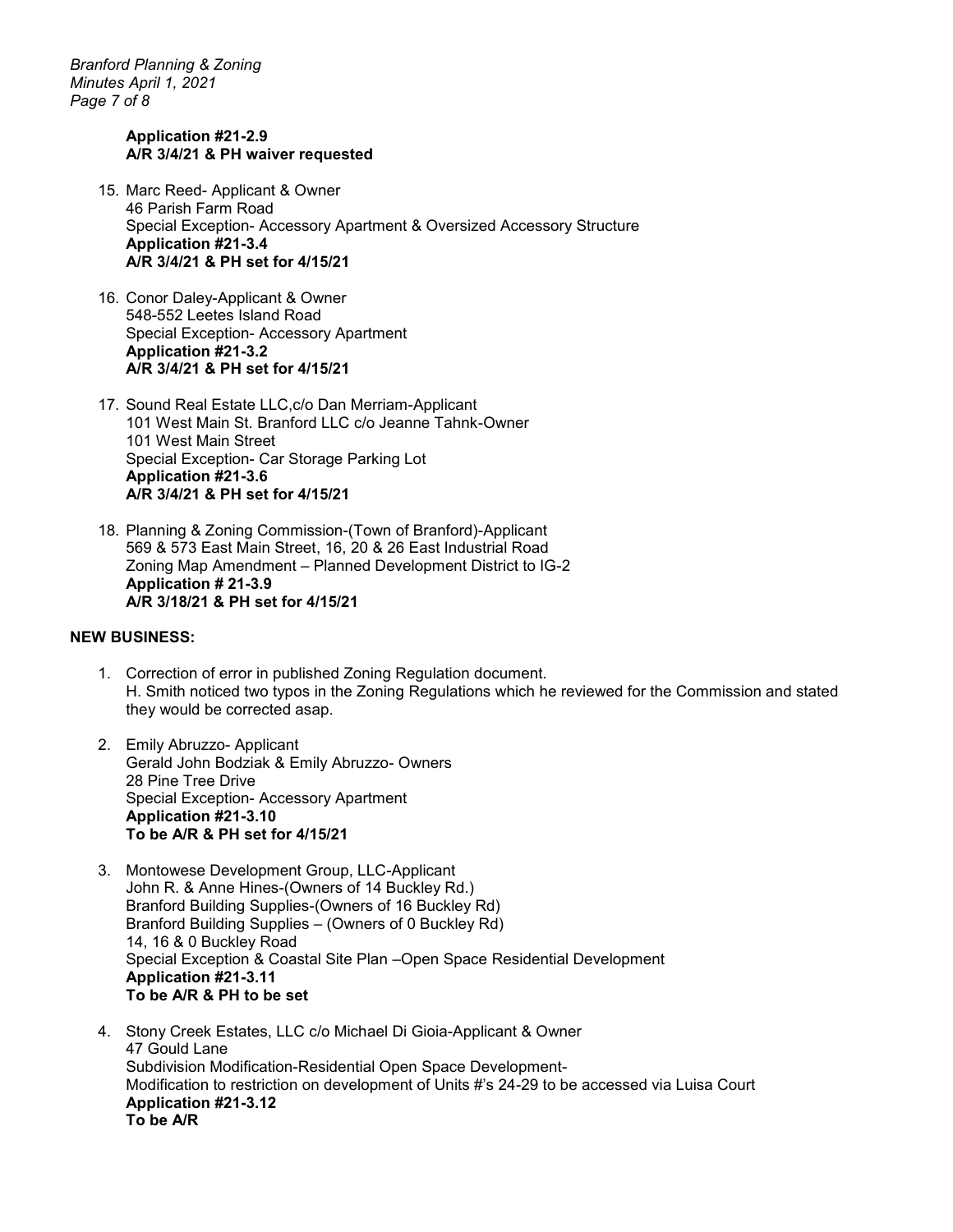**Application #21-2.9**
**A/R 3/4/21 & PH waiver requested**

15. Marc Reed- Applicant & Owner
    46 Parish Farm Road
    Special Exception- Accessory Apartment & Oversized Accessory Structure
    **Application #21-3.4**
    **A/R 3/4/21 & PH set for 4/15/21**

16. Conor Daley-Applicant & Owner
    548-552 Leetes Island Road
    Special Exception- Accessory Apartment
    **Application #21-3.2**
    **A/R 3/4/21 & PH set for 4/15/21**

17. Sound Real Estate LLC,c/o Dan Merriam-Applicant
    101 West Main St. Branford LLC c/o Jeanne Tahnk-Owner
    101 West Main Street
    Special Exception- Car Storage Parking Lot
    **Application #21-3.6**
    **A/R 3/4/21 & PH set for 4/15/21**

18. Planning & Zoning Commission-(Town of Branford)-Applicant
    569 & 573 East Main Street, 16, 20 & 26 East Industrial Road
    Zoning Map Amendment – Planned Development District to IG-2
    **Application # 21-3.9**
    **A/R 3/18/21 & PH set for 4/15/21**

**NEW BUSINESS:**

1. Correction of error in published Zoning Regulation document.
   H. Smith noticed two typos in the Zoning Regulations which he reviewed for the Commission and stated they would be corrected asap.

2. Emily Abruzzo- Applicant
   Gerald John Bodziak & Emily Abruzzo- Owners
   28 Pine Tree Drive
   Special Exception- Accessory Apartment
   **Application #21-3.10**
   **To be A/R & PH set for 4/15/21**

3. Montowese Development Group, LLC-Applicant
   John R. & Anne Hines-(Owners of 14 Buckley Rd.)
   Branford Building Supplies-(Owners of 16 Buckley Rd)
   Branford Building Supplies – (Owners of 0 Buckley Rd)
   14, 16 & 0 Buckley Road
   Special Exception & Coastal Site Plan –Open Space Residential Development
   **Application #21-3.11**
   **To be A/R & PH to be set**

4. Stony Creek Estates, LLC c/o Michael Di Gioia-Applicant & Owner
   47 Gould Lane
   Subdivision Modification-Residential Open Space Development-
   Modification to restriction on development of Units #'s 24-29 to be accessed via Luisa Court
   **Application #21-3.12**
   **To be A/R**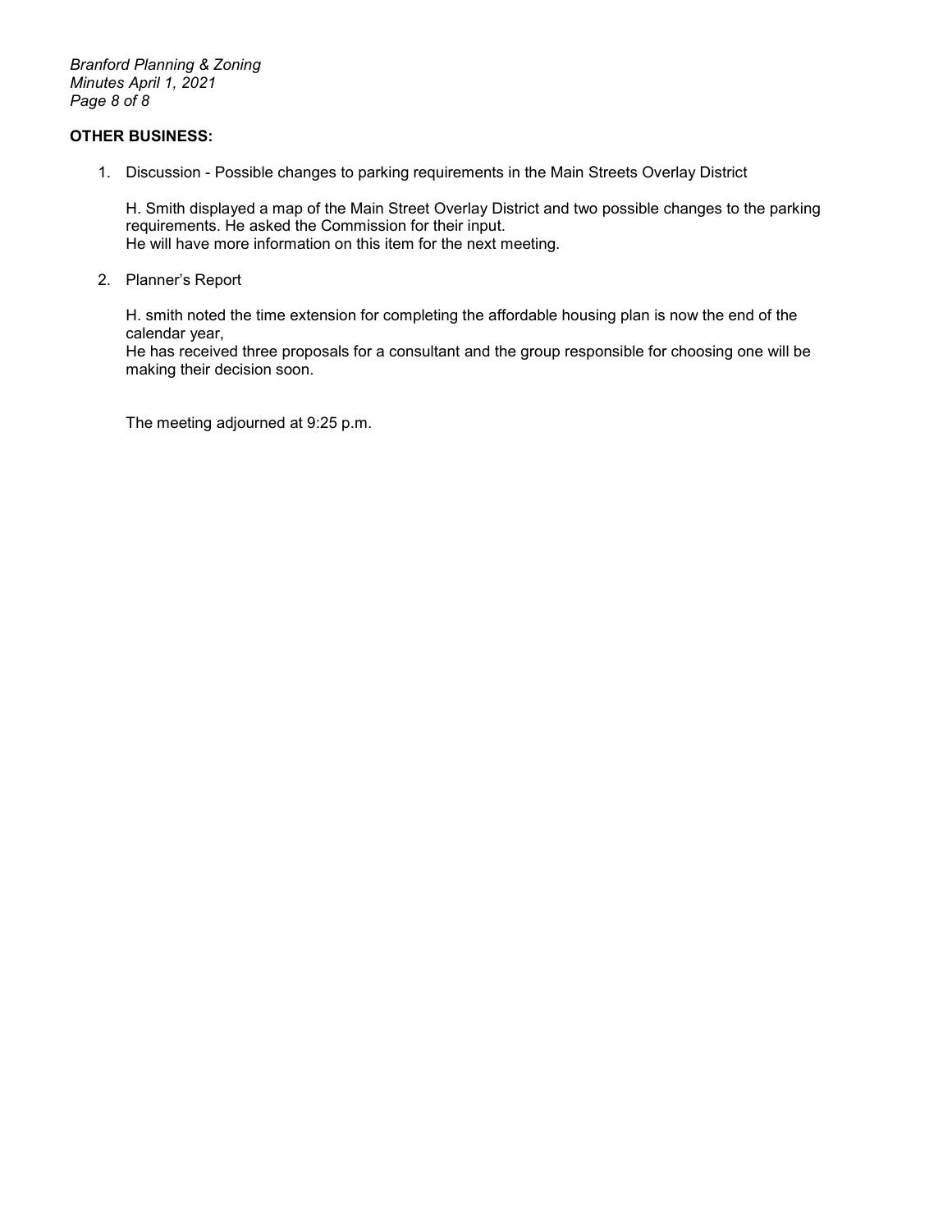**OTHER BUSINESS:**

1. Discussion - Possible changes to parking requirements in the Main Streets Overlay District

   H. Smith displayed a map of the Main Street Overlay District and two possible changes to the parking requirements. He asked the Commission for their input.
   He will have more information on this item for the next meeting.

2. Planner's Report

   H. smith noted the time extension for completing the affordable housing plan is now the end of the calendar year,
   He has received three proposals for a consultant and the group responsible for choosing one will be making their decision soon.

   The meeting adjourned at 9:25 p.m.